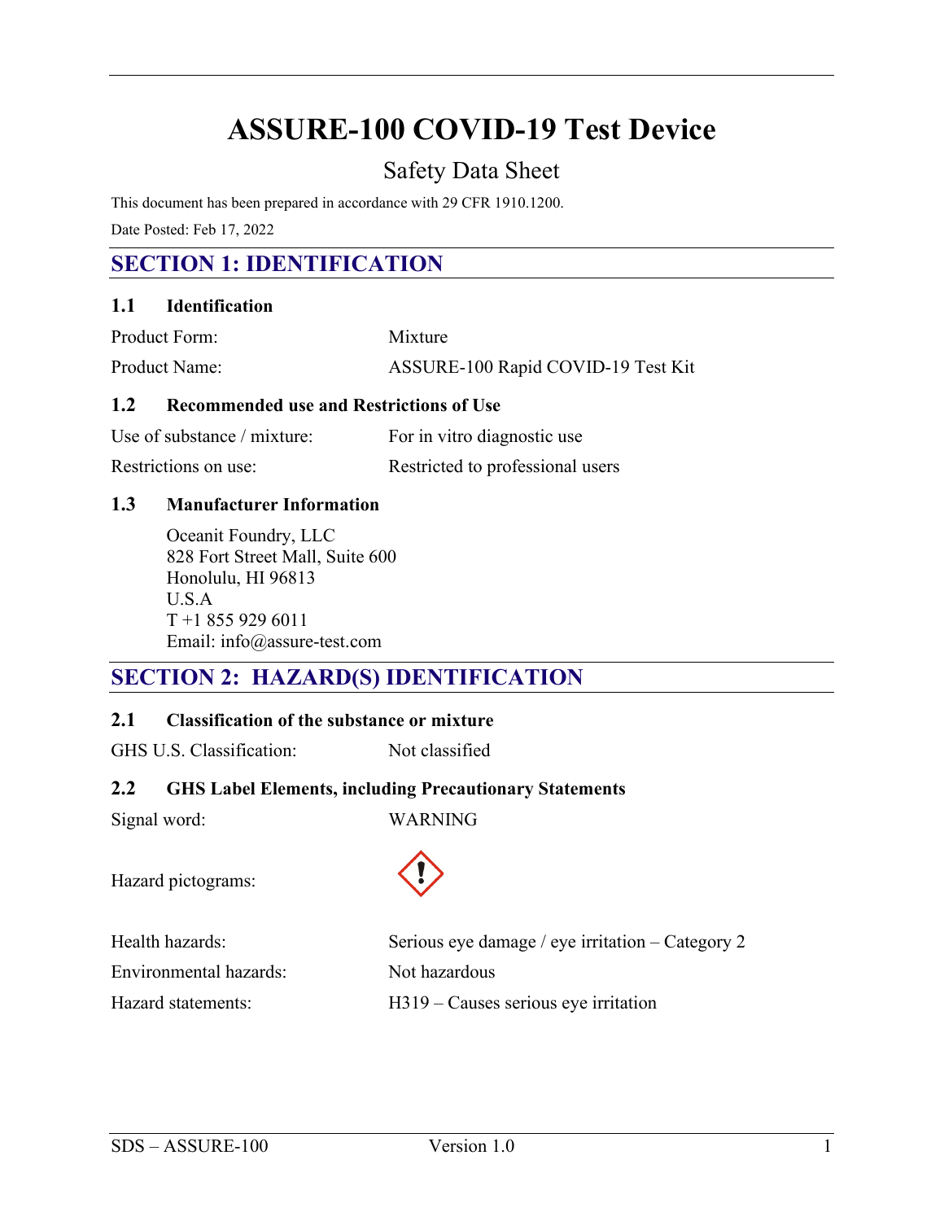# ASSURE-100 COVID-19 Test Device

## Safety Data Sheet

This document has been prepared in accordance with 29 CFR 1910.1200.

Date Posted: Feb 17, 2022

## SECTION 1: IDENTIFICATION

### 1.1 Identification

| | |
|---|---|
| Product Form: | Mixture |
| Product Name: | ASSURE-100 Rapid COVID-19 Test Kit |

### 1.2 Recommended use and Restrictions of Use

| | |
|---|---|
| Use of substance / mixture: | For in vitro diagnostic use |
| Restrictions on use: | Restricted to professional users |

### 1.3 Manufacturer Information

Oceanit Foundry, LLC
828 Fort Street Mall, Suite 600
Honolulu, HI 96813
U.S.A
T +1 855 929 6011
Email: info@assure-test.com

## SECTION 2: HAZARD(S) IDENTIFICATION

### 2.1 Classification of the substance or mixture

| | |
|---|---|
| GHS U.S. Classification: | Not classified |

### 2.2 GHS Label Elements, including Precautionary Statements

| | |
|---|---|
| Signal word: | WARNING |
| Hazard pictograms: | ! |
| Health hazards: | Serious eye damage / eye irritation – Category 2 |
| Environmental hazards: | Not hazardous |
| Hazard statements: | H319 – Causes serious eye irritation |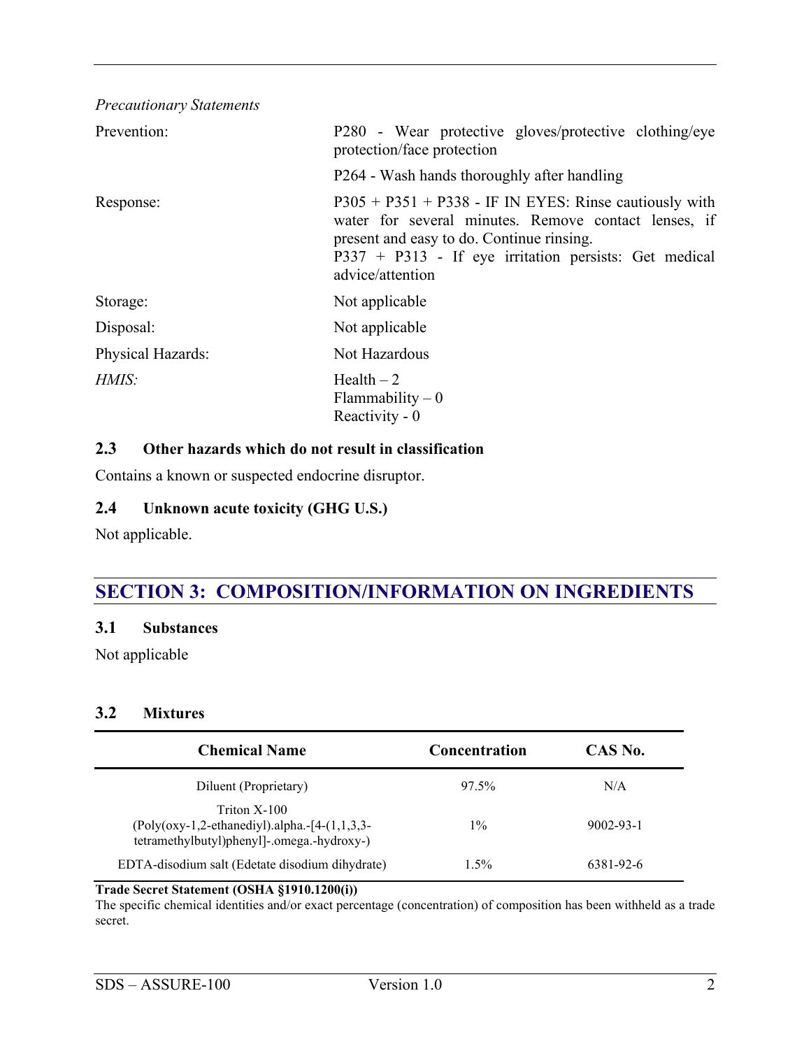*Precautionary Statements*

| | |
|---|---|
| Prevention: | P280 - Wear protective gloves/protective clothing/eye protection/face protection<br>P264 - Wash hands thoroughly after handling |
| Response: | P305 + P351 + P338 - IF IN EYES: Rinse cautiously with water for several minutes. Remove contact lenses, if present and easy to do. Continue rinsing.<br>P337 + P313 - If eye irritation persists: Get medical advice/attention |
| Storage: | Not applicable |
| Disposal: | Not applicable |
| Physical Hazards: | Not Hazardous |
| *HMIS:* | Health – 2<br>Flammability – 0<br>Reactivity - 0 |

### 2.3 Other hazards which do not result in classification

Contains a known or suspected endocrine disruptor.

### 2.4 Unknown acute toxicity (GHG U.S.)

Not applicable.

## SECTION 3: COMPOSITION/INFORMATION ON INGREDIENTS

### 3.1 Substances

Not applicable

### 3.2 Mixtures

| Chemical Name | Concentration | CAS No. |
|---|---|---|
| Diluent (Proprietary) | 97.5% | N/A |
| Triton X-100 (Poly(oxy-1,2-ethanediyl).alpha.-[4-(1,1,3,3-tetramethylbutyl)phenyl]-.omega.-hydroxy-) | 1% | 9002-93-1 |
| EDTA-disodium salt (Edetate disodium dihydrate) | 1.5% | 6381-92-6 |

**Trade Secret Statement (OSHA §1910.1200(i))**
The specific chemical identities and/or exact percentage (concentration) of composition has been withheld as a trade secret.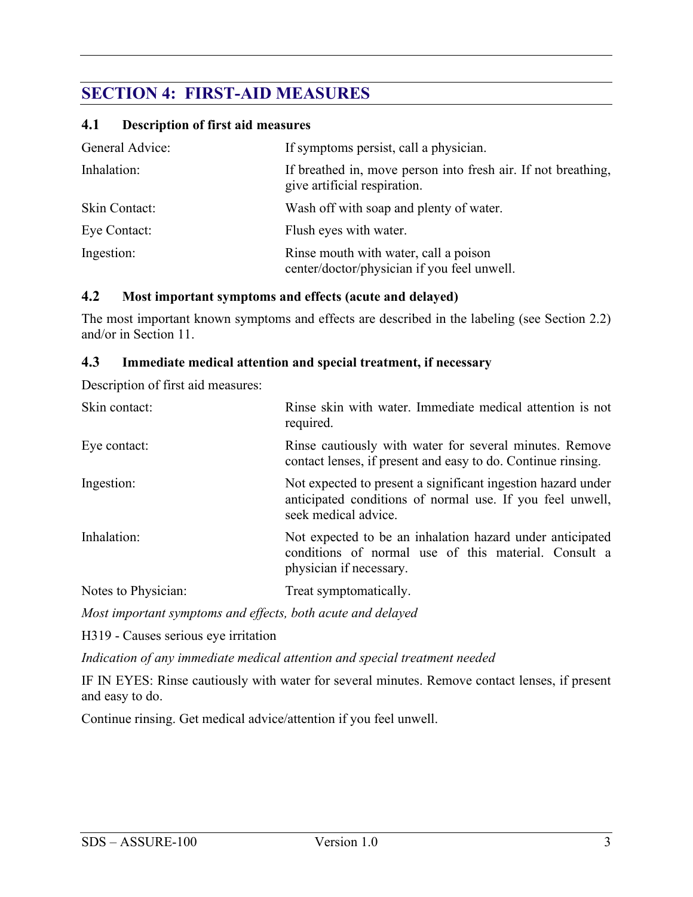## SECTION 4: FIRST-AID MEASURES

### 4.1 Description of first aid measures

| | |
|---|---|
| General Advice: | If symptoms persist, call a physician. |
| Inhalation: | If breathed in, move person into fresh air. If not breathing, give artificial respiration. |
| Skin Contact: | Wash off with soap and plenty of water. |
| Eye Contact: | Flush eyes with water. |
| Ingestion: | Rinse mouth with water, call a poison center/doctor/physician if you feel unwell. |

### 4.2 Most important symptoms and effects (acute and delayed)

The most important known symptoms and effects are described in the labeling (see Section 2.2) and/or in Section 11.

### 4.3 Immediate medical attention and special treatment, if necessary

Description of first aid measures:

| | |
|---|---|
| Skin contact: | Rinse skin with water. Immediate medical attention is not required. |
| Eye contact: | Rinse cautiously with water for several minutes. Remove contact lenses, if present and easy to do. Continue rinsing. |
| Ingestion: | Not expected to present a significant ingestion hazard under anticipated conditions of normal use. If you feel unwell, seek medical advice. |
| Inhalation: | Not expected to be an inhalation hazard under anticipated conditions of normal use of this material. Consult a physician if necessary. |
| Notes to Physician: | Treat symptomatically. |

*Most important symptoms and effects, both acute and delayed*

H319 - Causes serious eye irritation

*Indication of any immediate medical attention and special treatment needed*

IF IN EYES: Rinse cautiously with water for several minutes. Remove contact lenses, if present and easy to do.

Continue rinsing. Get medical advice/attention if you feel unwell.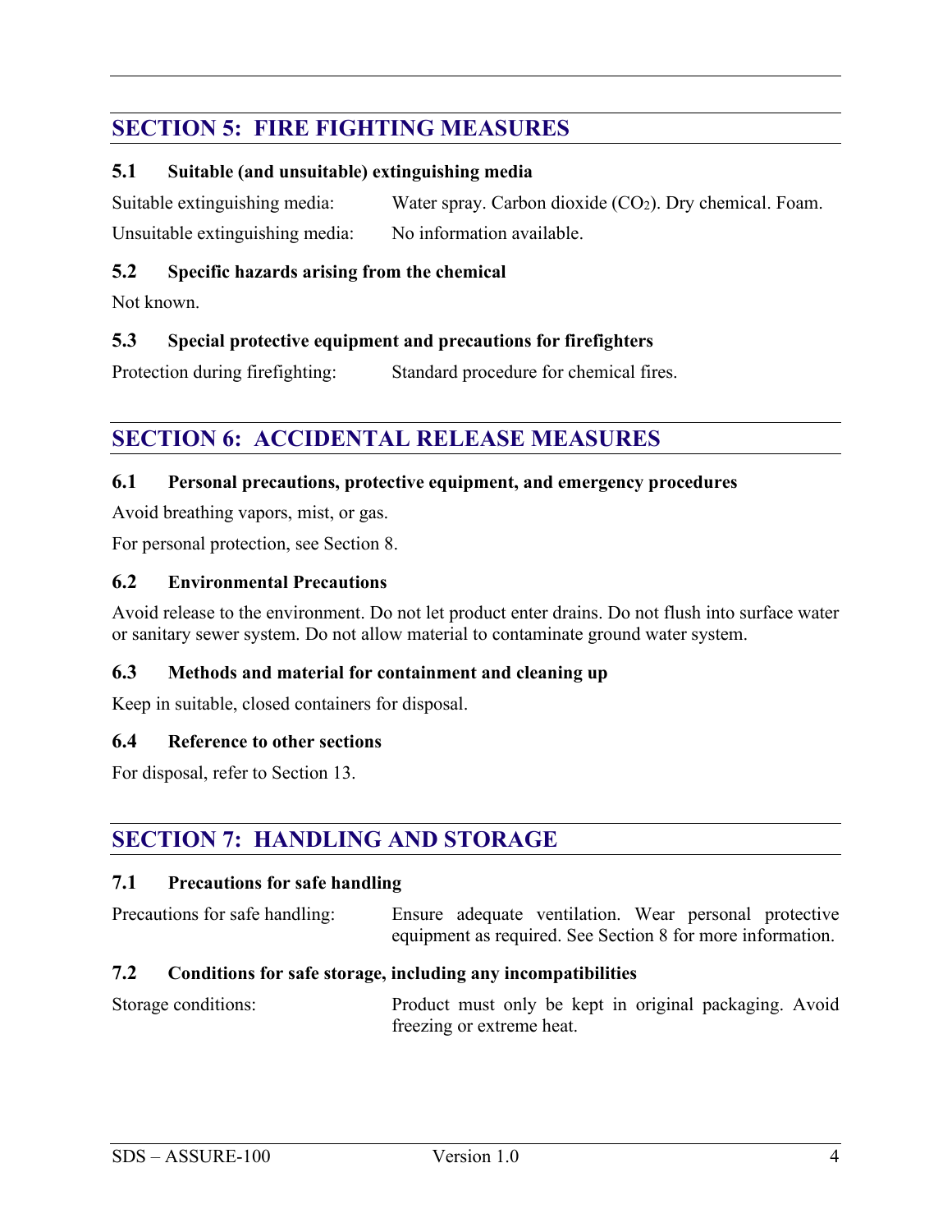## SECTION 5: FIRE FIGHTING MEASURES

### 5.1 Suitable (and unsuitable) extinguishing media

Suitable extinguishing media: Water spray. Carbon dioxide ($CO_2$). Dry chemical. Foam.

Unsuitable extinguishing media: No information available.

### 5.2 Specific hazards arising from the chemical

Not known.

### 5.3 Special protective equipment and precautions for firefighters

Protection during firefighting: Standard procedure for chemical fires.

## SECTION 6: ACCIDENTAL RELEASE MEASURES

### 6.1 Personal precautions, protective equipment, and emergency procedures

Avoid breathing vapors, mist, or gas.

For personal protection, see Section 8.

### 6.2 Environmental Precautions

Avoid release to the environment. Do not let product enter drains. Do not flush into surface water or sanitary sewer system. Do not allow material to contaminate ground water system.

### 6.3 Methods and material for containment and cleaning up

Keep in suitable, closed containers for disposal.

### 6.4 Reference to other sections

For disposal, refer to Section 13.

## SECTION 7: HANDLING AND STORAGE

### 7.1 Precautions for safe handling

Precautions for safe handling: Ensure adequate ventilation. Wear personal protective equipment as required. See Section 8 for more information.

### 7.2 Conditions for safe storage, including any incompatibilities

Storage conditions: Product must only be kept in original packaging. Avoid freezing or extreme heat.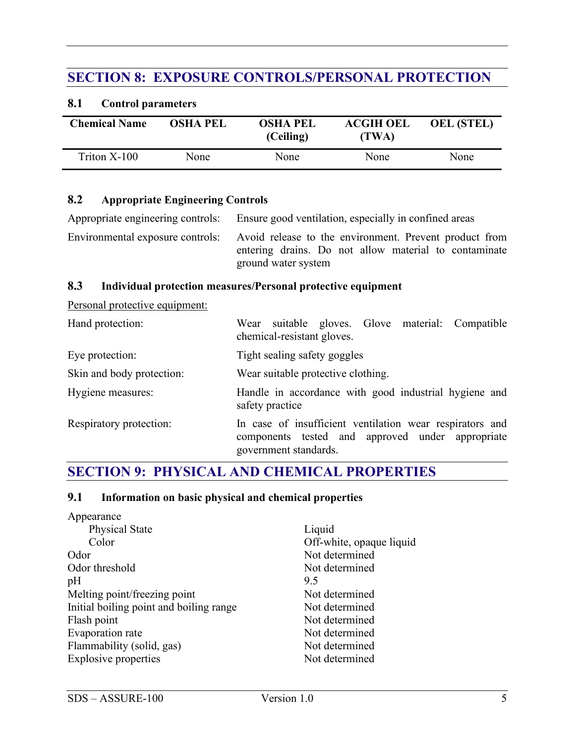## SECTION 8: EXPOSURE CONTROLS/PERSONAL PROTECTION

### 8.1 Control parameters

| Chemical Name | OSHA PEL | OSHA PEL (Ceiling) | ACGIH OEL (TWA) | OEL (STEL) |
|---|---|---|---|---|
| Triton X-100 | None | None | None | None |

### 8.2 Appropriate Engineering Controls

Appropriate engineering controls: Ensure good ventilation, especially in confined areas

Environmental exposure controls: Avoid release to the environment. Prevent product from entering drains. Do not allow material to contaminate ground water system

### 8.3 Individual protection measures/Personal protective equipment

Personal protective equipment:

Hand protection: Wear suitable gloves. Glove material: Compatible chemical-resistant gloves.

Eye protection: Tight sealing safety goggles

Skin and body protection: Wear suitable protective clothing.

Hygiene measures: Handle in accordance with good industrial hygiene and safety practice

Respiratory protection: In case of insufficient ventilation wear respirators and components tested and approved under appropriate government standards.

## SECTION 9: PHYSICAL AND CHEMICAL PROPERTIES

### 9.1 Information on basic physical and chemical properties

Appearance
- Physical State: Liquid
- Color: Off-white, opaque liquid

Odor: Not determined
Odor threshold: Not determined
pH: 9.5
Melting point/freezing point: Not determined
Initial boiling point and boiling range: Not determined
Flash point: Not determined
Evaporation rate: Not determined
Flammability (solid, gas): Not determined
Explosive properties: Not determined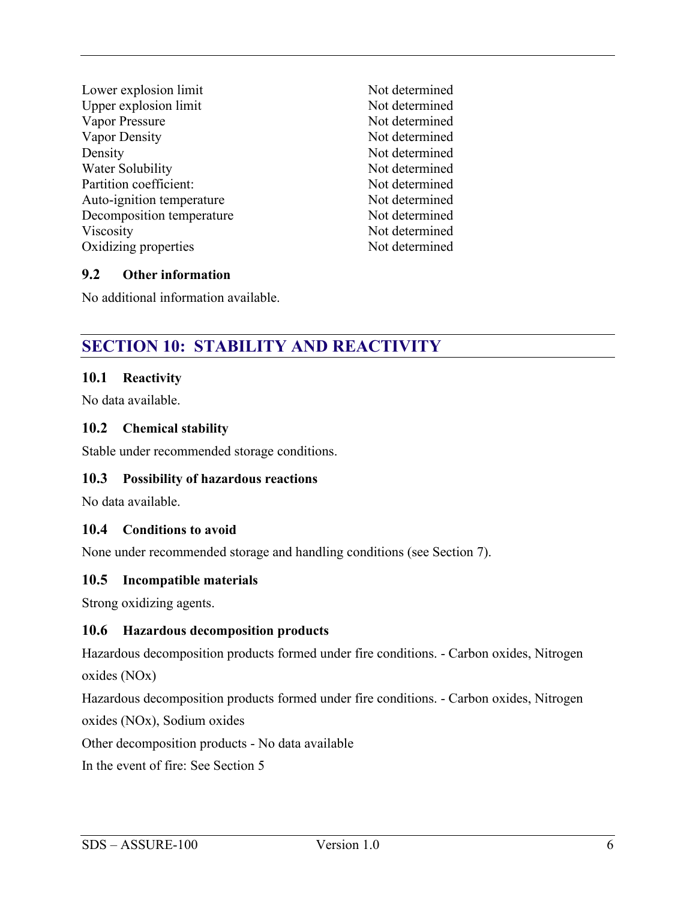| | |
|---|---|
| Lower explosion limit | Not determined |
| Upper explosion limit | Not determined |
| Vapor Pressure | Not determined |
| Vapor Density | Not determined |
| Density | Not determined |
| Water Solubility | Not determined |
| Partition coefficient: | Not determined |
| Auto-ignition temperature | Not determined |
| Decomposition temperature | Not determined |
| Viscosity | Not determined |
| Oxidizing properties | Not determined |

### 9.2 Other information

No additional information available.

## SECTION 10: STABILITY AND REACTIVITY

### 10.1 Reactivity

No data available.

### 10.2 Chemical stability

Stable under recommended storage conditions.

### 10.3 Possibility of hazardous reactions

No data available.

### 10.4 Conditions to avoid

None under recommended storage and handling conditions (see Section 7).

### 10.5 Incompatible materials

Strong oxidizing agents.

### 10.6 Hazardous decomposition products

Hazardous decomposition products formed under fire conditions. - Carbon oxides, Nitrogen oxides (NOx)

Hazardous decomposition products formed under fire conditions. - Carbon oxides, Nitrogen oxides (NOx), Sodium oxides

Other decomposition products - No data available

In the event of fire: See Section 5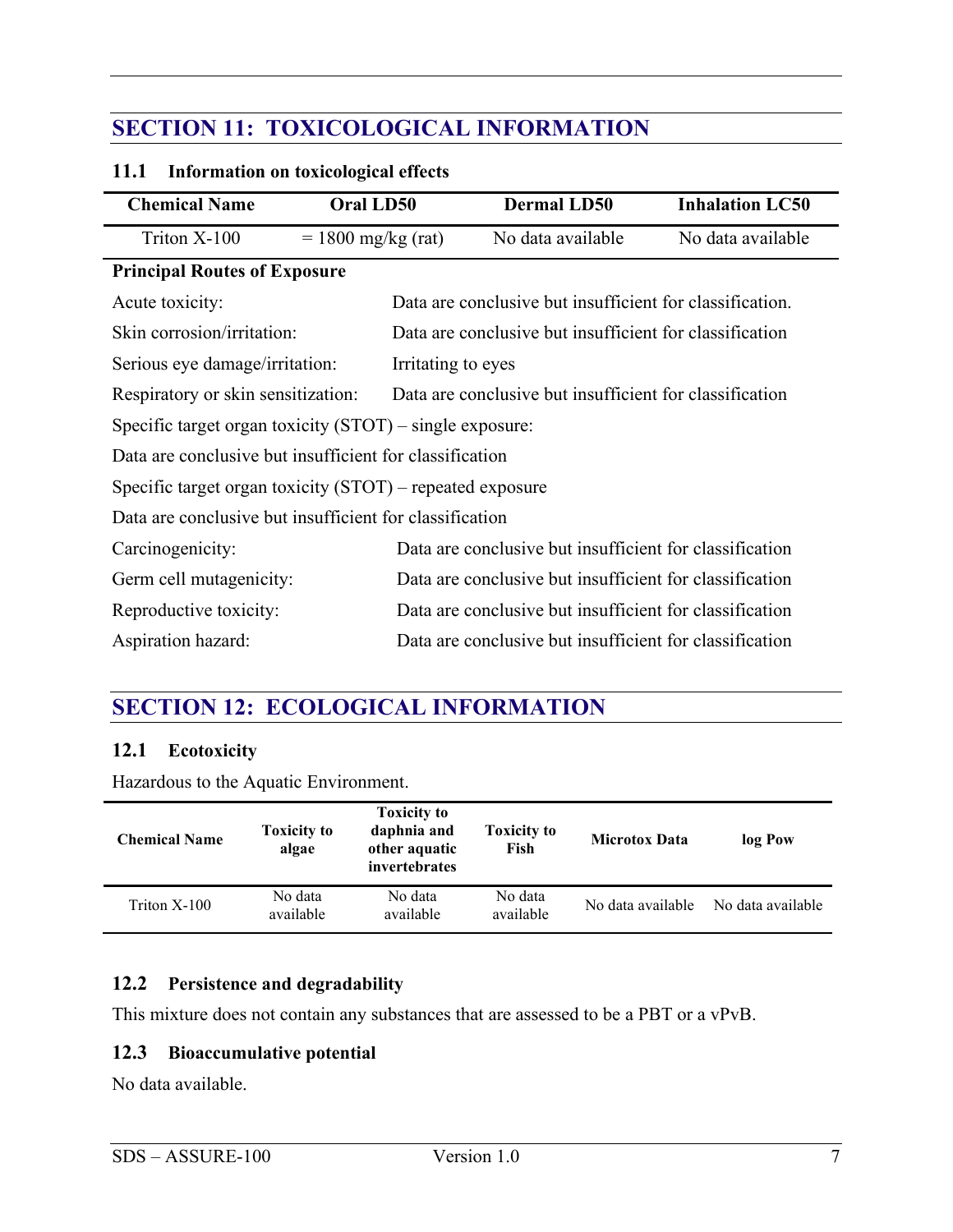## SECTION 11: TOXICOLOGICAL INFORMATION

### 11.1 Information on toxicological effects

| Chemical Name | Oral LD50 | Dermal LD50 | Inhalation LC50 |
|---|---|---|---|
| Triton X-100 | = 1800 mg/kg (rat) | No data available | No data available |

**Principal Routes of Exposure**

Acute toxicity: Data are conclusive but insufficient for classification.

Skin corrosion/irritation: Data are conclusive but insufficient for classification

Serious eye damage/irritation: Irritating to eyes

Respiratory or skin sensitization: Data are conclusive but insufficient for classification

Specific target organ toxicity (STOT) – single exposure:

Data are conclusive but insufficient for classification

Specific target organ toxicity (STOT) – repeated exposure

Data are conclusive but insufficient for classification

Carcinogenicity: Data are conclusive but insufficient for classification

Germ cell mutagenicity: Data are conclusive but insufficient for classification

Reproductive toxicity: Data are conclusive but insufficient for classification

Aspiration hazard: Data are conclusive but insufficient for classification

## SECTION 12: ECOLOGICAL INFORMATION

### 12.1 Ecotoxicity

Hazardous to the Aquatic Environment.

| Chemical Name | Toxicity to algae | Toxicity to daphnia and other aquatic invertebrates | Toxicity to Fish | Microtox Data | log Pow |
|---|---|---|---|---|---|
| Triton X-100 | No data available | No data available | No data available | No data available | No data available |

### 12.2 Persistence and degradability

This mixture does not contain any substances that are assessed to be a PBT or a vPvB.

### 12.3 Bioaccumulative potential

No data available.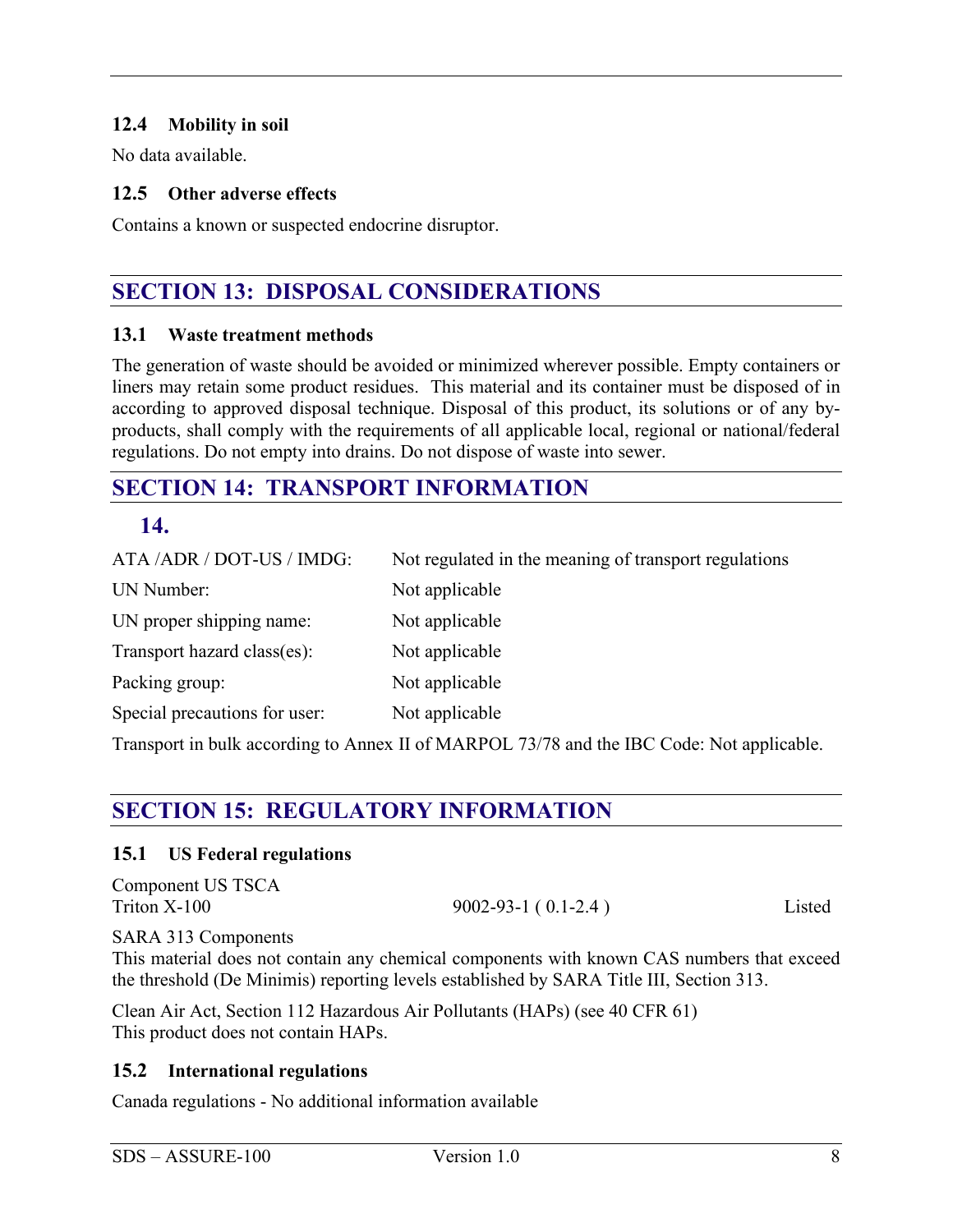### 12.4 Mobility in soil

No data available.

### 12.5 Other adverse effects

Contains a known or suspected endocrine disruptor.

## SECTION 13: DISPOSAL CONSIDERATIONS

### 13.1 Waste treatment methods

The generation of waste should be avoided or minimized wherever possible. Empty containers or liners may retain some product residues. This material and its container must be disposed of in according to approved disposal technique. Disposal of this product, its solutions or of any by-products, shall comply with the requirements of all applicable local, regional or national/federal regulations. Do not empty into drains. Do not dispose of waste into sewer.

## SECTION 14: TRANSPORT INFORMATION

### 14.

| | |
|---|---|
| ATA /ADR / DOT-US / IMDG: | Not regulated in the meaning of transport regulations |
| UN Number: | Not applicable |
| UN proper shipping name: | Not applicable |
| Transport hazard class(es): | Not applicable |
| Packing group: | Not applicable |
| Special precautions for user: | Not applicable |

Transport in bulk according to Annex II of MARPOL 73/78 and the IBC Code: Not applicable.

## SECTION 15: REGULATORY INFORMATION

### 15.1 US Federal regulations

| Component US TSCA | | |
|---|---|---|
| Triton X-100 | 9002-93-1 ( 0.1-2.4 ) | Listed |

SARA 313 Components
This material does not contain any chemical components with known CAS numbers that exceed the threshold (De Minimis) reporting levels established by SARA Title III, Section 313.

Clean Air Act, Section 112 Hazardous Air Pollutants (HAPs) (see 40 CFR 61)
This product does not contain HAPs.

### 15.2 International regulations

Canada regulations - No additional information available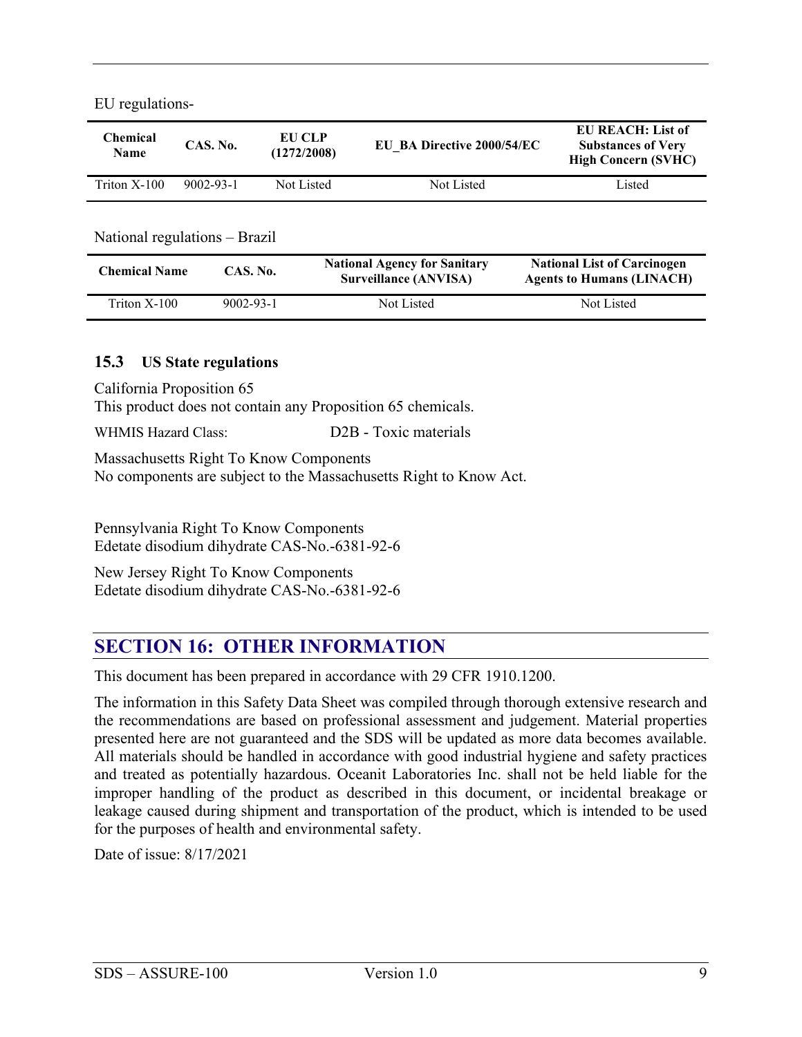EU regulations-

| Chemical Name | CAS. No. | EU CLP (1272/2008) | EU_BA Directive 2000/54/EC | EU REACH: List of Substances of Very High Concern (SVHC) |
| --- | --- | --- | --- | --- |
| Triton X-100 | 9002-93-1 | Not Listed | Not Listed | Listed |

National regulations – Brazil

| Chemical Name | CAS. No. | National Agency for Sanitary Surveillance (ANVISA) | National List of Carcinogen Agents to Humans (LINACH) |
| --- | --- | --- | --- |
| Triton X-100 | 9002-93-1 | Not Listed | Not Listed |

### 15.3 US State regulations

California Proposition 65
This product does not contain any Proposition 65 chemicals.

WHMIS Hazard Class: D2B - Toxic materials

Massachusetts Right To Know Components
No components are subject to the Massachusetts Right to Know Act.

Pennsylvania Right To Know Components
Edetate disodium dihydrate CAS-No.-6381-92-6

New Jersey Right To Know Components
Edetate disodium dihydrate CAS-No.-6381-92-6

## SECTION 16: OTHER INFORMATION

This document has been prepared in accordance with 29 CFR 1910.1200.

The information in this Safety Data Sheet was compiled through thorough extensive research and the recommendations are based on professional assessment and judgement. Material properties presented here are not guaranteed and the SDS will be updated as more data becomes available. All materials should be handled in accordance with good industrial hygiene and safety practices and treated as potentially hazardous. Oceanit Laboratories Inc. shall not be held liable for the improper handling of the product as described in this document, or incidental breakage or leakage caused during shipment and transportation of the product, which is intended to be used for the purposes of health and environmental safety.

Date of issue: 8/17/2021